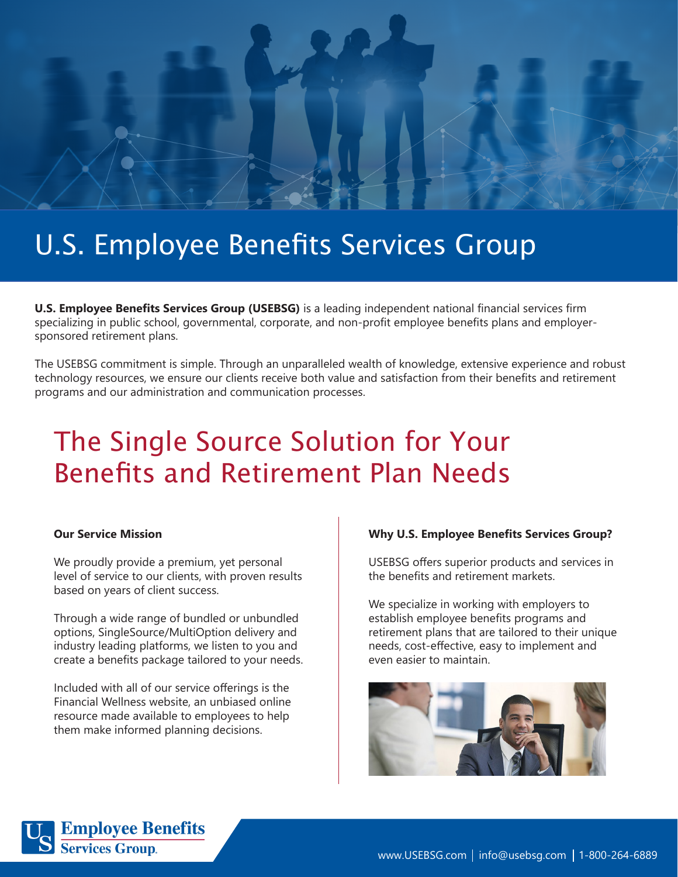# U.S. Employee Benefits Services Group

**U.S. Employee Benefits Services Group (USEBSG)** is a leading independent national financial services firm specializing in public school, governmental, corporate, and non-profit employee benefits plans and employer-sponsored retirement plans.

The USEBSG commitment is simple. Through an unparalleled wealth of knowledge, extensive experience and robust technology resources, we ensure our clients receive both value and satisfaction from their benefits and retirement programs and our administration and communication processes.

## The Single Source Solution for Your Benefits and Retirement Plan Needs

**Our Service Mission**

We proudly provide a premium, yet personal level of service to our clients, with proven results based on years of client success.

Through a wide range of bundled or unbundled options, SingleSource/MultiOption delivery and industry leading platforms, we listen to you and create a benefits package tailored to your needs.

Included with all of our service offerings is the Financial Wellness website, an unbiased online resource made available to employees to help them make informed planning decisions.

**Why U.S. Employee Benefits Services Group?**

USEBSG offers superior products and services in the benefits and retirement markets.

We specialize in working with employers to establish employee benefits programs and retirement plans that are tailored to their unique needs, cost-effective, easy to implement and even easier to maintain.

www.USEBSG.com | info@usebsg.com | 1-800-264-6889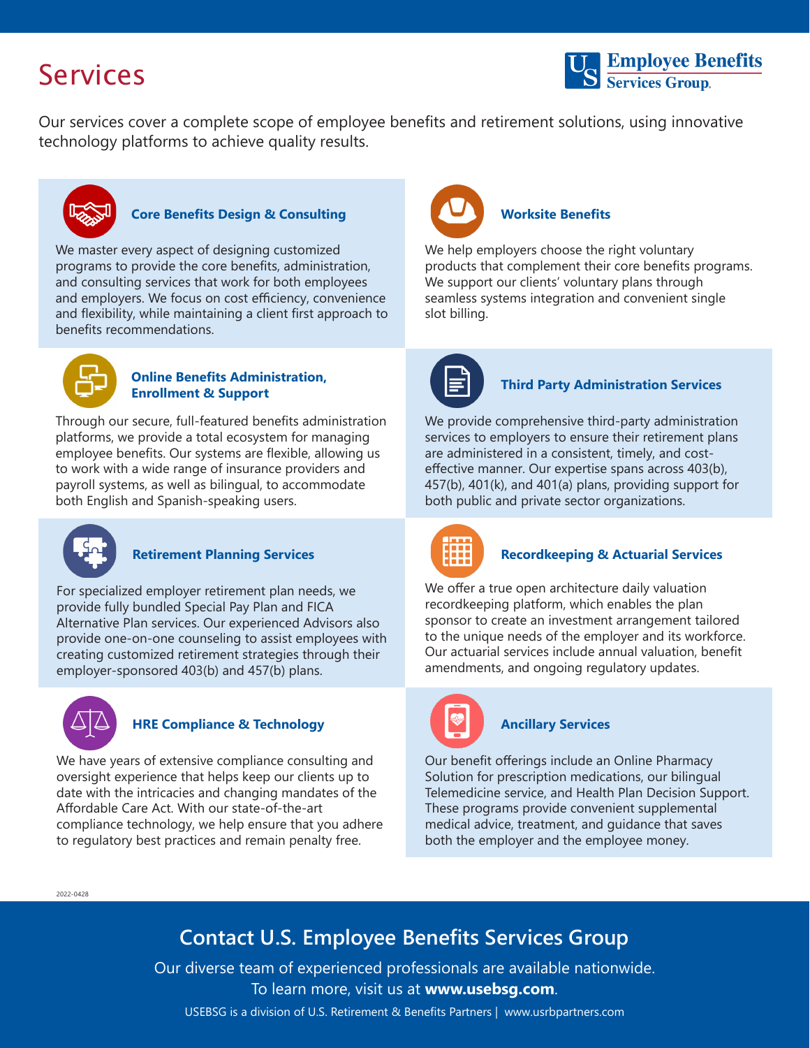# Services

Employee Benefits Services Group.

Our services cover a complete scope of employee benefits and retirement solutions, using innovative technology platforms to achieve quality results.

### Core Benefits Design & Consulting

We master every aspect of designing customized programs to provide the core benefits, administration, and consulting services that work for both employees and employers. We focus on cost efficiency, convenience and flexibility, while maintaining a client first approach to benefits recommendations.

### Worksite Benefits

We help employers choose the right voluntary products that complement their core benefits programs. We support our clients' voluntary plans through seamless systems integration and convenient single slot billing.

### Online Benefits Administration, Enrollment & Support

Through our secure, full-featured benefits administration platforms, we provide a total ecosystem for managing employee benefits. Our systems are flexible, allowing us to work with a wide range of insurance providers and payroll systems, as well as bilingual, to accommodate both English and Spanish-speaking users.

### Third Party Administration Services

We provide comprehensive third-party administration services to employers to ensure their retirement plans are administered in a consistent, timely, and cost-effective manner. Our expertise spans across 403(b), 457(b), 401(k), and 401(a) plans, providing support for both public and private sector organizations.

### Retirement Planning Services

For specialized employer retirement plan needs, we provide fully bundled Special Pay Plan and FICA Alternative Plan services. Our experienced Advisors also provide one-on-one counseling to assist employees with creating customized retirement strategies through their employer-sponsored 403(b) and 457(b) plans.

### Recordkeeping & Actuarial Services

We offer a true open architecture daily valuation recordkeeping platform, which enables the plan sponsor to create an investment arrangement tailored to the unique needs of the employer and its workforce. Our actuarial services include annual valuation, benefit amendments, and ongoing regulatory updates.

### HRE Compliance & Technology

We have years of extensive compliance consulting and oversight experience that helps keep our clients up to date with the intricacies and changing mandates of the Affordable Care Act. With our state-of-the-art compliance technology, we help ensure that you adhere to regulatory best practices and remain penalty free.

### Ancillary Services

Our benefit offerings include an Online Pharmacy Solution for prescription medications, our bilingual Telemedicine service, and Health Plan Decision Support. These programs provide convenient supplemental medical advice, treatment, and guidance that saves both the employer and the employee money.

2022-0428

## Contact U.S. Employee Benefits Services Group

Our diverse team of experienced professionals are available nationwide.
To learn more, visit us at **www.usebsg.com**.

USEBSG is a division of U.S. Retirement & Benefits Partners | www.usrbpartners.com